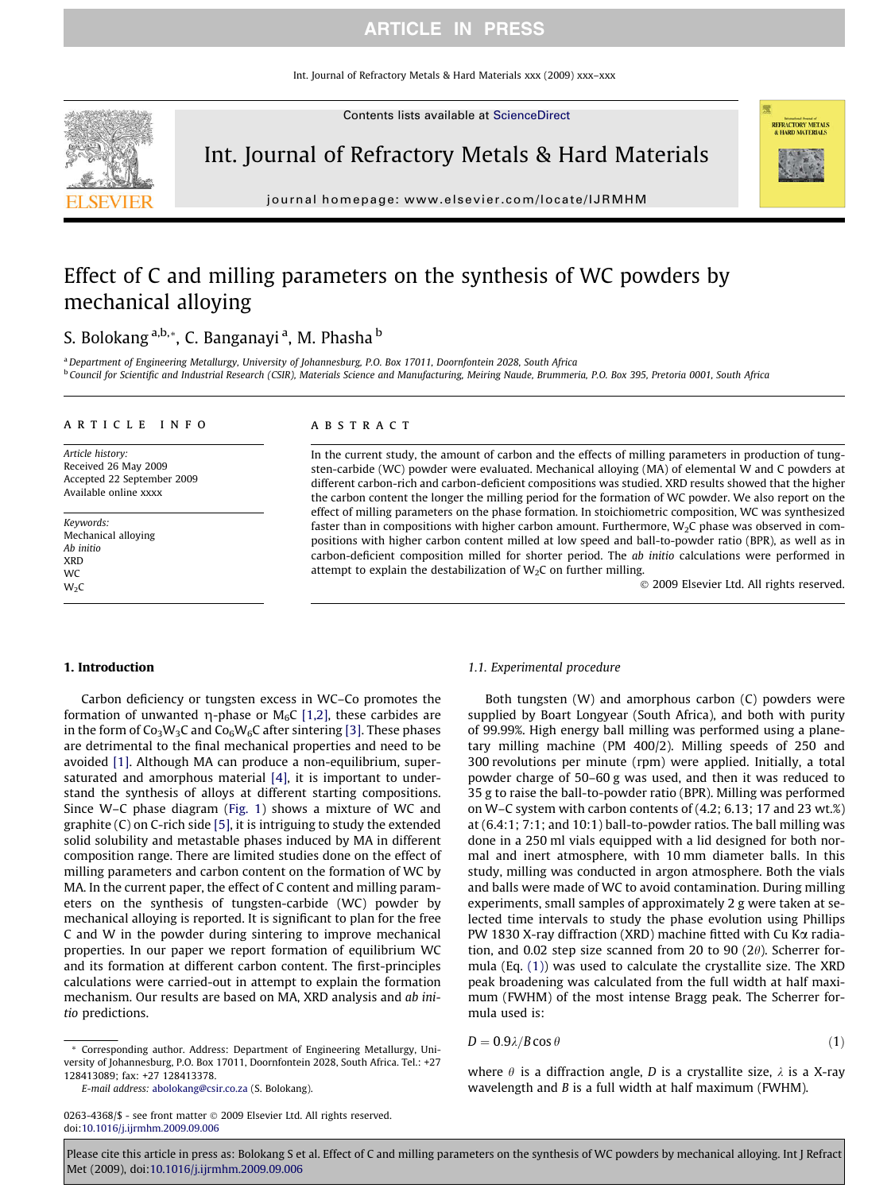# Effect of C and milling parameters on the synthesis of WC powders by mechanical alloying

S. Bolokang [a,b,*], C. Banganayi [a], M. Phasha [b]

[a] Department of Engineering Metallurgy, University of Johannesburg, P.O. Box 17011, Doornfontein 2028, South Africa

[b] Council for Scientific and Industrial Research (CSIR), Materials Science and Manufacturing, Meiring Naude, Brummeria, P.O. Box 395, Pretoria 0001, South Africa

## ARTICLE INFO

*Article history:*
Received 26 May 2009
Accepted 22 September 2009
Available online xxxx

*Keywords:*
Mechanical alloying
*Ab initio*
XRD
WC
$W_2C$

## ABSTRACT

In the current study, the amount of carbon and the effects of milling parameters in production of tungsten-carbide (WC) powder were evaluated. Mechanical alloying (MA) of elemental W and C powders at different carbon-rich and carbon-deficient compositions was studied. XRD results showed that the higher the carbon content the longer the milling period for the formation of WC powder. We also report on the effect of milling parameters on the phase formation. In stoichiometric composition, WC was synthesized faster than in compositions with higher carbon amount. Furthermore, $W_2C$ phase was observed in compositions with higher carbon content milled at low speed and ball-to-powder ratio (BPR), as well as in carbon-deficient composition milled for shorter period. The *ab initio* calculations were performed in attempt to explain the destabilization of $W_2C$ on further milling.

© 2009 Elsevier Ltd. All rights reserved.

## 1. Introduction

Carbon deficiency or tungsten excess in WC–Co promotes the formation of unwanted η-phase or $M_6C$ [1,2], these carbides are in the form of $Co_3W_3C$ and $Co_6W_6C$ after sintering [3]. These phases are detrimental to the final mechanical properties and need to be avoided [1]. Although MA can produce a non-equilibrium, supersaturated and amorphous material [4], it is important to understand the synthesis of alloys at different starting compositions. Since W–C phase diagram (Fig. 1) shows a mixture of WC and graphite (C) on C-rich side [5], it is intriguing to study the extended solid solubility and metastable phases induced by MA in different composition range. There are limited studies done on the effect of milling parameters and carbon content on the formation of WC by MA. In the current paper, the effect of C content and milling parameters on the synthesis of tungsten-carbide (WC) powder by mechanical alloying is reported. It is significant to plan for the free C and W in the powder during sintering to improve mechanical properties. In our paper we report formation of equilibrium WC and its formation at different carbon content. The first-principles calculations were carried-out in attempt to explain the formation mechanism. Our results are based on MA, XRD analysis and *ab initio* predictions.

### 1.1. Experimental procedure

Both tungsten (W) and amorphous carbon (C) powders were supplied by Boart Longyear (South Africa), and both with purity of 99.99%. High energy ball milling was performed using a planetary milling machine (PM 400/2). Milling speeds of 250 and 300 revolutions per minute (rpm) were applied. Initially, a total powder charge of 50–60 g was used, and then it was reduced to 35 g to raise the ball-to-powder ratio (BPR). Milling was performed on W–C system with carbon contents of (4.2; 6.13; 17 and 23 wt.%) at (6.4:1; 7:1; and 10:1) ball-to-powder ratios. The ball milling was done in a 250 ml vials equipped with a lid designed for both normal and inert atmosphere, with 10 mm diameter balls. In this study, milling was conducted in argon atmosphere. Both the vials and balls were made of WC to avoid contamination. During milling experiments, small samples of approximately 2 g were taken at selected time intervals to study the phase evolution using Phillips PW 1830 X-ray diffraction (XRD) machine fitted with Cu Kα radiation, and 0.02 step size scanned from 20 to 90 (2θ). Scherrer formula (Eq. (1)) was used to calculate the crystallite size. The XRD peak broadening was calculated from the full width at half maximum (FWHM) of the most intense Bragg peak. The Scherrer formula used is:

$$D = 0.9\lambda / B\cos\theta \tag{1}$$

where $\theta$ is a diffraction angle, $D$ is a crystallite size, $\lambda$ is a X-ray wavelength and $B$ is a full width at half maximum (FWHM).

* Corresponding author. Address: Department of Engineering Metallurgy, University of Johannesburg, P.O. Box 17011, Doornfontein 2028, South Africa. Tel.: +27 128413089; fax: +27 128413378.

*E-mail address:* abolokang@csir.co.za (S. Bolokang).

0263-4368/$ - see front matter © 2009 Elsevier Ltd. All rights reserved.
doi:10.1016/j.ijrmhm.2009.09.006

Please cite this article in press as: Bolokang S et al. Effect of C and milling parameters on the synthesis of WC powders by mechanical alloying. Int J Refract Met (2009), doi:10.1016/j.ijrmhm.2009.09.006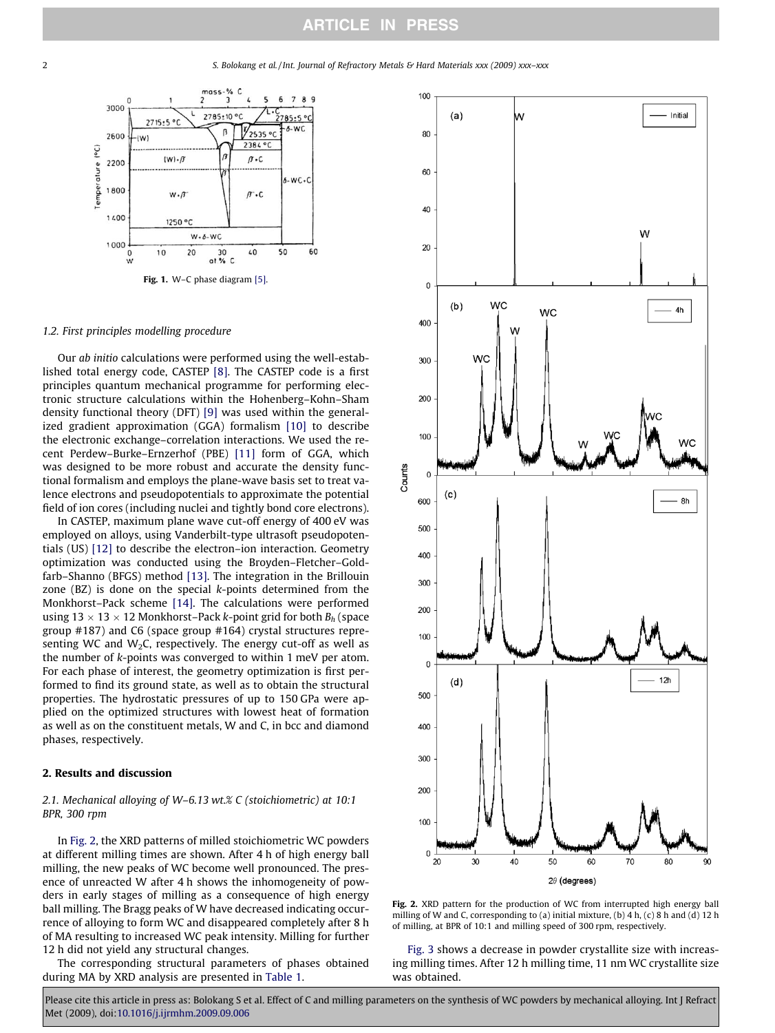Fig. 1. W–C phase diagram [5].

### 1.2. First principles modelling procedure

Our *ab initio* calculations were performed using the well-established total energy code, CASTEP [8]. The CASTEP code is a first principles quantum mechanical programme for performing electronic structure calculations within the Hohenberg–Kohn–Sham density functional theory (DFT) [9] was used within the generalized gradient approximation (GGA) formalism [10] to describe the electronic exchange–correlation interactions. We used the recent Perdew–Burke–Ernzerhof (PBE) [11] form of GGA, which was designed to be more robust and accurate the density functional formalism and employs the plane-wave basis set to treat valence electrons and pseudopotentials to approximate the potential field of ion cores (including nuclei and tightly bond core electrons).

In CASTEP, maximum plane wave cut-off energy of 400 eV was employed on alloys, using Vanderbilt-type ultrasoft pseudopotentials (US) [12] to describe the electron–ion interaction. Geometry optimization was conducted using the Broyden–Fletcher–Goldfarb–Shanno (BFGS) method [13]. The integration in the Brillouin zone (BZ) is done on the special *k*-points determined from the Monkhorst–Pack scheme [14]. The calculations were performed using $13 \times 13 \times 12$ Monkhorst–Pack *k*-point grid for both $B_h$ (space group #187) and C6 (space group #164) crystal structures representing WC and $W_2C$, respectively. The energy cut-off as well as the number of *k*-points was converged to within 1 meV per atom. For each phase of interest, the geometry optimization is first performed to find its ground state, as well as to obtain the structural properties. The hydrostatic pressures of up to 150 GPa were applied on the optimized structures with lowest heat of formation as well as on the constituent metals, W and C, in bcc and diamond phases, respectively.

## 2. Results and discussion

### 2.1. Mechanical alloying of W–6.13 wt.% C (stoichiometric) at 10:1 BPR, 300 rpm

In Fig. 2, the XRD patterns of milled stoichiometric WC powders at different milling times are shown. After 4 h of high energy ball milling, the new peaks of WC become well pronounced. The presence of unreacted W after 4 h shows the inhomogeneity of powders in early stages of milling as a consequence of high energy ball milling. The Bragg peaks of W have decreased indicating occurrence of alloying to form WC and disappeared completely after 8 h of MA resulting to increased WC peak intensity. Milling for further 12 h did not yield any structural changes.

The corresponding structural parameters of phases obtained during MA by XRD analysis are presented in Table 1.

Fig. 2. XRD pattern for the production of WC from interrupted high energy ball milling of W and C, corresponding to (a) initial mixture, (b) 4 h, (c) 8 h and (d) 12 h of milling, at BPR of 10:1 and milling speed of 300 rpm, respectively.

Fig. 3 shows a decrease in powder crystallite size with increasing milling times. After 12 h milling time, 11 nm WC crystallite size was obtained.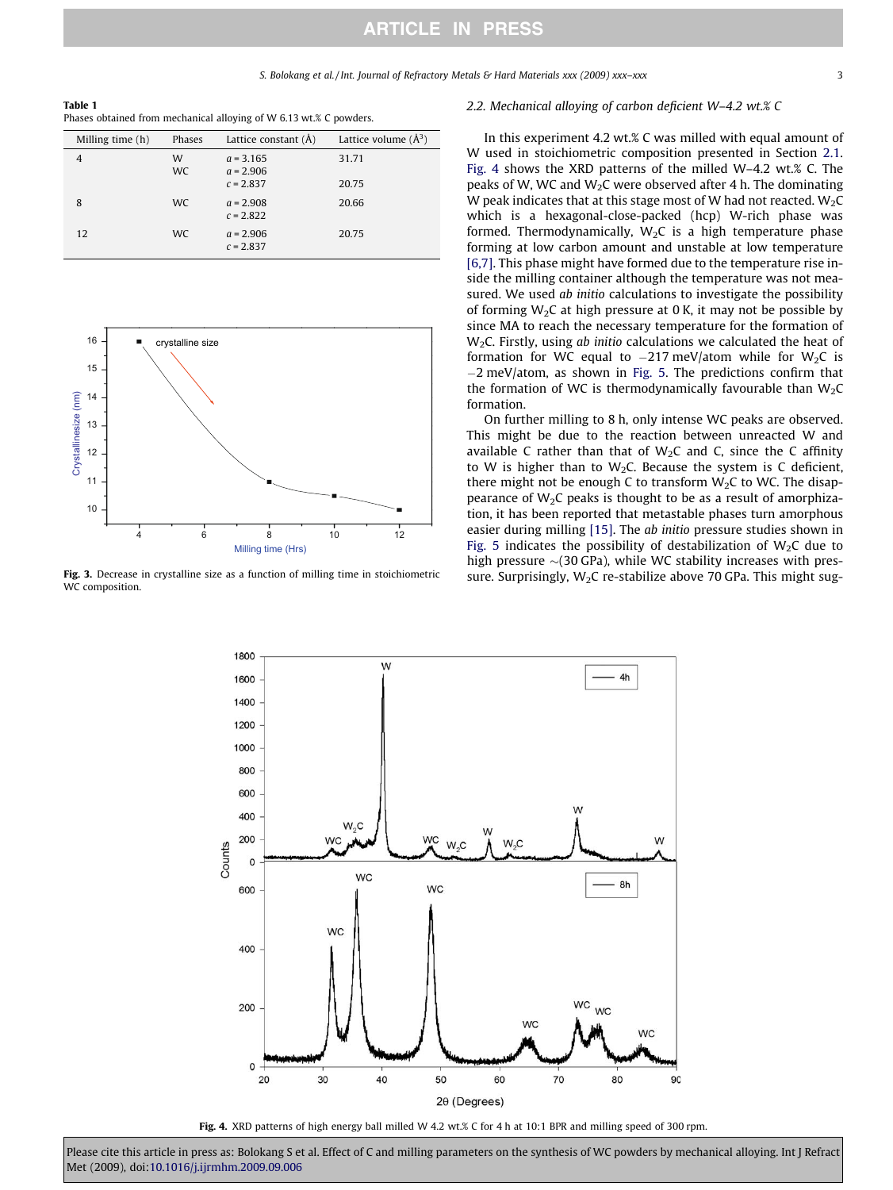**Table 1**
Phases obtained from mechanical alloying of W 6.13 wt.% C powders.

| Milling time (h) | Phases | Lattice constant (Å) | Lattice volume (Å$^3$) |
|---|---|---|---|
| 4 | W | $a$ = 3.165 | 31.71 |
| | WC | $a$ = 2.906 | |
| | | $c$ = 2.837 | 20.75 |
| 8 | WC | $a$ = 2.908 | 20.66 |
| | | $c$ = 2.822 | |
| 12 | WC | $a$ = 2.906 | 20.75 |
| | | $c$ = 2.837 | |

**Fig. 3.** Decrease in crystalline size as a function of milling time in stoichiometric WC composition.

### 2.2. Mechanical alloying of carbon deficient W–4.2 wt.% C

In this experiment 4.2 wt.% C was milled with equal amount of W used in stoichiometric composition presented in Section 2.1. Fig. 4 shows the XRD patterns of the milled W–4.2 wt.% C. The peaks of W, WC and $W_2C$ were observed after 4 h. The dominating W peak indicates that at this stage most of W had not reacted. $W_2C$ which is a hexagonal-close-packed (hcp) W-rich phase was formed. Thermodynamically, $W_2C$ is a high temperature phase forming at low carbon amount and unstable at low temperature [6,7]. This phase might have formed due to the temperature rise inside the milling container although the temperature was not measured. We used *ab initio* calculations to investigate the possibility of forming $W_2C$ at high pressure at 0 K, it may not be possible by since MA to reach the necessary temperature for the formation of $W_2C$. Firstly, using *ab initio* calculations we calculated the heat of formation for WC equal to −217 meV/atom while for $W_2C$ is −2 meV/atom, as shown in Fig. 5. The predictions confirm that the formation of WC is thermodynamically favourable than $W_2C$ formation.

On further milling to 8 h, only intense WC peaks are observed. This might be due to the reaction between unreacted W and available C rather than that of $W_2C$ and C, since the C affinity to W is higher than to $W_2C$. Because the system is C deficient, there might not be enough C to transform $W_2C$ to WC. The disappearance of $W_2C$ peaks is thought to be as a result of amorphization, it has been reported that metastable phases turn amorphous easier during milling [15]. The *ab initio* pressure studies shown in Fig. 5 indicates the possibility of destabilization of $W_2C$ due to high pressure ∼(30 GPa), while WC stability increases with pressure. Surprisingly, $W_2C$ re-stabilize above 70 GPa. This might sug-

**Fig. 4.** XRD patterns of high energy ball milled W 4.2 wt.% C for 4 h at 10:1 BPR and milling speed of 300 rpm.

Please cite this article in press as: Bolokang S et al. Effect of C and milling parameters on the synthesis of WC powders by mechanical alloying. Int J Refract Met (2009), doi:10.1016/j.ijrmhm.2009.09.006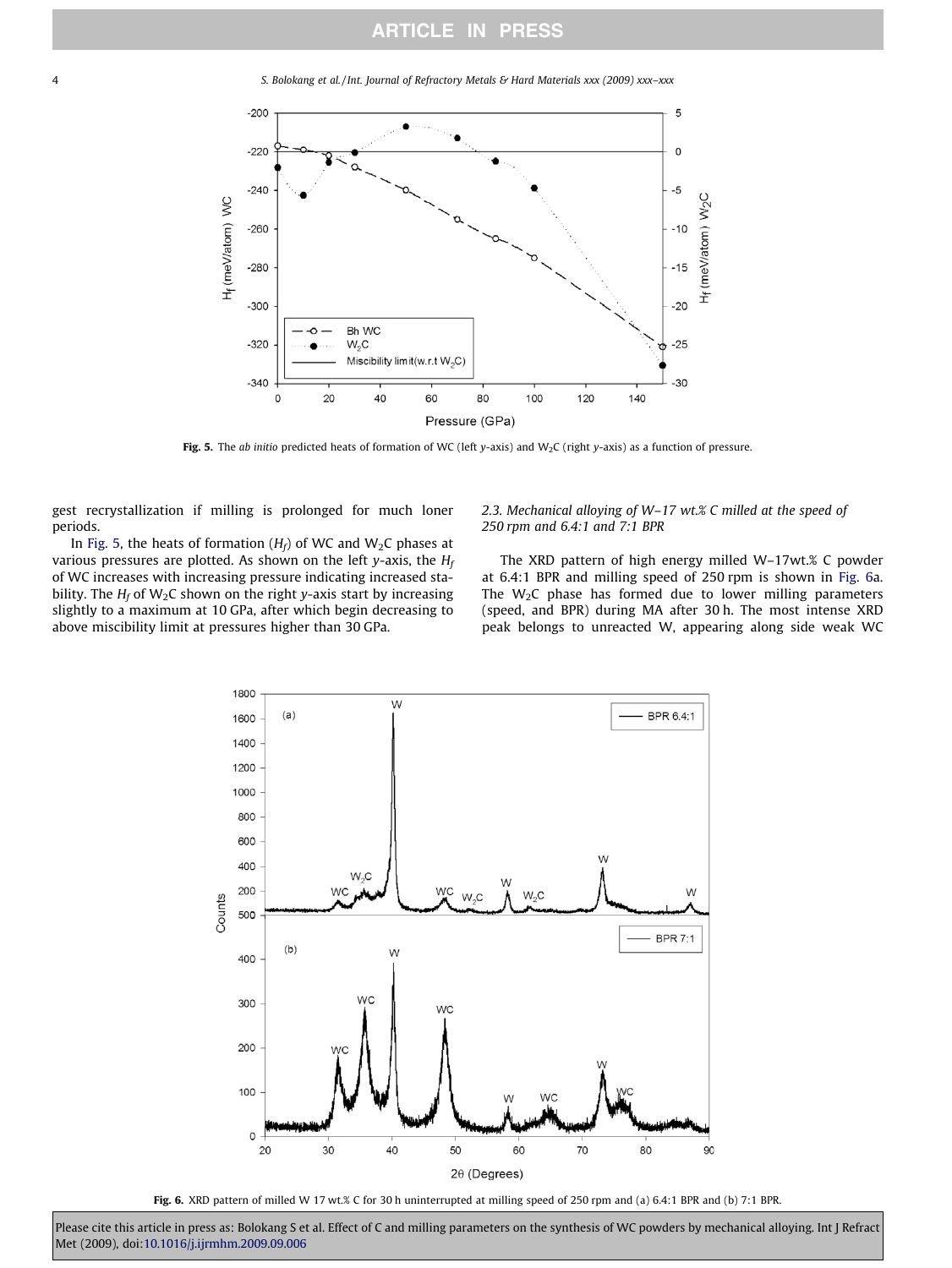Fig. 5. The *ab initio* predicted heats of formation of WC (left *y*-axis) and $W_2C$ (right *y*-axis) as a function of pressure.

gest recrystallization if milling is prolonged for much loner periods.

In Fig. 5, the heats of formation ($H_f$) of WC and $W_2C$ phases at various pressures are plotted. As shown on the left *y*-axis, the $H_f$ of WC increases with increasing pressure indicating increased stability. The $H_f$ of $W_2C$ shown on the right *y*-axis start by increasing slightly to a maximum at 10 GPa, after which begin decreasing to above miscibility limit at pressures higher than 30 GPa.

### 2.3. Mechanical alloying of W–17 wt.% C milled at the speed of 250 rpm and 6.4:1 and 7:1 BPR

The XRD pattern of high energy milled W–17wt.% C powder at 6.4:1 BPR and milling speed of 250 rpm is shown in Fig. 6a. The $W_2C$ phase has formed due to lower milling parameters (speed, and BPR) during MA after 30 h. The most intense XRD peak belongs to unreacted W, appearing along side weak WC

Fig. 6. XRD pattern of milled W 17 wt.% C for 30 h uninterrupted at milling speed of 250 rpm and (a) 6.4:1 BPR and (b) 7:1 BPR.

Please cite this article in press as: Bolokang S et al. Effect of C and milling parameters on the synthesis of WC powders by mechanical alloying. Int J Refract Met (2009), doi:10.1016/j.ijrmhm.2009.09.006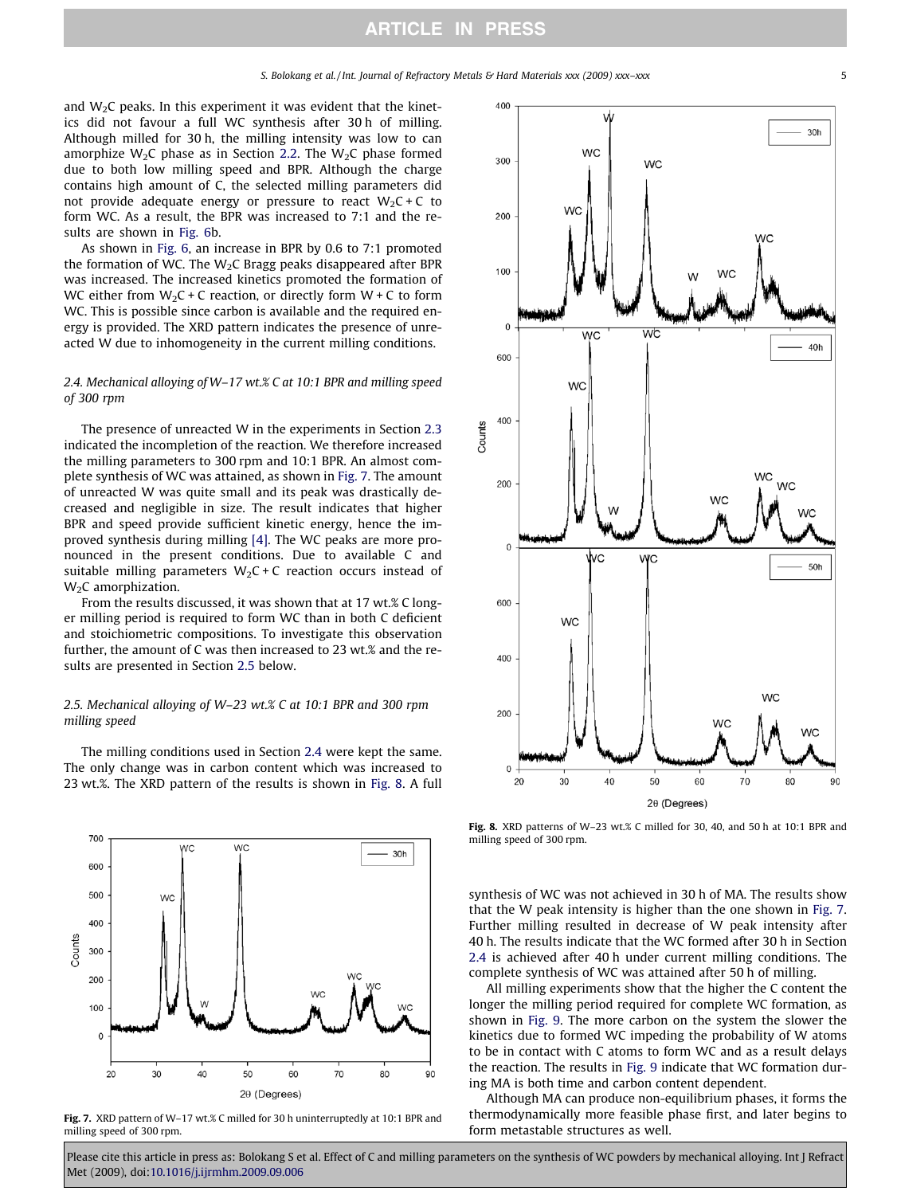and $W_2C$ peaks. In this experiment it was evident that the kinetics did not favour a full WC synthesis after 30 h of milling. Although milled for 30 h, the milling intensity was low to can amorphize $W_2C$ phase as in Section 2.2. The $W_2C$ phase formed due to both low milling speed and BPR. Although the charge contains high amount of C, the selected milling parameters did not provide adequate energy or pressure to react $W_2C + C$ to form WC. As a result, the BPR was increased to 7:1 and the results are shown in Fig. 6b.

As shown in Fig. 6, an increase in BPR by 0.6 to 7:1 promoted the formation of WC. The $W_2C$ Bragg peaks disappeared after BPR was increased. The increased kinetics promoted the formation of WC either from $W_2C + C$ reaction, or directly form $W + C$ to form WC. This is possible since carbon is available and the required energy is provided. The XRD pattern indicates the presence of unreacted W due to inhomogeneity in the current milling conditions.

### 2.4. Mechanical alloying of W–17 wt.% C at 10:1 BPR and milling speed of 300 rpm

The presence of unreacted W in the experiments in Section 2.3 indicated the incompletion of the reaction. We therefore increased the milling parameters to 300 rpm and 10:1 BPR. An almost complete synthesis of WC was attained, as shown in Fig. 7. The amount of unreacted W was quite small and its peak was drastically decreased and negligible in size. The result indicates that higher BPR and speed provide sufficient kinetic energy, hence the improved synthesis during milling [4]. The WC peaks are more pronounced in the present conditions. Due to available C and suitable milling parameters $W_2C + C$ reaction occurs instead of $W_2C$ amorphization.

From the results discussed, it was shown that at 17 wt.% C longer milling period is required to form WC than in both C deficient and stoichiometric compositions. To investigate this observation further, the amount of C was then increased to 23 wt.% and the results are presented in Section 2.5 below.

### 2.5. Mechanical alloying of W–23 wt.% C at 10:1 BPR and 300 rpm milling speed

The milling conditions used in Section 2.4 were kept the same. The only change was in carbon content which was increased to 23 wt.%. The XRD pattern of the results is shown in Fig. 8. A full synthesis of WC was not achieved in 30 h of MA. The results show that the W peak intensity is higher than the one shown in Fig. 7. Further milling resulted in decrease of W peak intensity after 40 h. The results indicate that the WC formed after 30 h in Section 2.4 is achieved after 40 h under current milling conditions. The complete synthesis of WC was attained after 50 h of milling.

All milling experiments show that the higher the C content the longer the milling period required for complete WC formation, as shown in Fig. 9. The more carbon on the system the slower the kinetics due to formed WC impeding the probability of W atoms to be in contact with C atoms to form WC and as a result delays the reaction. The results in Fig. 9 indicate that WC formation during MA is both time and carbon content dependent.

Although MA can produce non-equilibrium phases, it forms the thermodynamically more feasible phase first, and later begins to form metastable structures as well.

**Fig. 7.** XRD pattern of W–17 wt.% C milled for 30 h uninterruptedly at 10:1 BPR and milling speed of 300 rpm.

**Fig. 8.** XRD patterns of W–23 wt.% C milled for 30, 40, and 50 h at 10:1 BPR and milling speed of 300 rpm.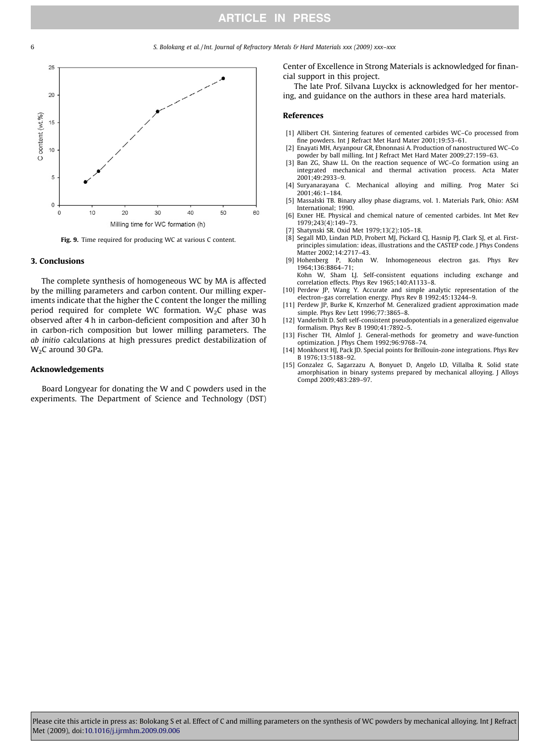25
20
15
10
5
0
C content (wt.%)
0
10
20
30
40
50
60
Milling time for WC formation (h)

**Fig. 9.** Time required for producing WC at various C content.

## 3. Conclusions

The complete synthesis of homogeneous WC by MA is affected by the milling parameters and carbon content. Our milling experiments indicate that the higher the C content the longer the milling period required for complete WC formation. $W_2C$ phase was observed after 4 h in carbon-deficient composition and after 30 h in carbon-rich composition but lower milling parameters. The *ab initio* calculations at high pressures predict destabilization of $W_2C$ around 30 GPa.

## Acknowledgements

Board Longyear for donating the W and C powders used in the experiments. The Department of Science and Technology (DST) Center of Excellence in Strong Materials is acknowledged for financial support in this project.

The late Prof. Silvana Luyckx is acknowledged for her mentoring, and guidance on the authors in these area hard materials.

## References

[1] Allibert CH. Sintering features of cemented carbides WC–Co processed from fine powders. Int J Refract Met Hard Mater 2001;19:53–61.
[2] Enayati MH, Aryanpour GR, Ebnonnasi A. Production of nanostructured WC–Co powder by ball milling. Int J Refract Met Hard Mater 2009;27:159–63.
[3] Ban ZG, Shaw LL. On the reaction sequence of WC–Co formation using an integrated mechanical and thermal activation process. Acta Mater 2001;49:2933–9.
[4] Suryanarayana C. Mechanical alloying and milling. Prog Mater Sci 2001;46:1–184.
[5] Massalski TB. Binary alloy phase diagrams, vol. 1. Materials Park, Ohio: ASM International; 1990.
[6] Exner HE. Physical and chemical nature of cemented carbides. Int Met Rev 1979;243(4):149–73.
[7] Shatynski SR. Oxid Met 1979;13(2):105–18.
[8] Segall MD, Lindan PLD, Probert MJ, Pickard CJ, Hasnip PJ, Clark SJ, et al. First-principles simulation: ideas, illustrations and the CASTEP code. J Phys Condens Matter 2002;14:2717–43.
[9] Hohenberg P, Kohn W. Inhomogeneous electron gas. Phys Rev 1964;136:B864–71;
Kohn W, Sham LJ. Self-consistent equations including exchange and correlation effects. Phys Rev 1965;140:A1133–8.
[10] Perdew JP, Wang Y. Accurate and simple analytic representation of the electron–gas correlation energy. Phys Rev B 1992;45:13244–9.
[11] Perdew JP, Burke K, Krnzerhof M. Generalized gradient approximation made simple. Phys Rev Lett 1996;77:3865–8.
[12] Vanderbilt D. Soft self-consistent pseudopotentials in a generalized eigenvalue formalism. Phys Rev B 1990;41:7892–5.
[13] Fischer TH, Almlof J. General-methods for geometry and wave-function optimization. J Phys Chem 1992;96:9768–74.
[14] Monkhorst HJ, Pack JD. Special points for Brillouin-zone integrations. Phys Rev B 1976;13:5188–92.
[15] Gonzalez G, Sagarzazu A, Bonyuet D, Angelo LD, Villalba R. Solid state amorphisation in binary systems prepared by mechanical alloying. J Alloys Compd 2009;483:289–97.

Please cite this article in press as: Bolokang S et al. Effect of C and milling parameters on the synthesis of WC powders by mechanical alloying. Int J Refract Met (2009), doi:10.1016/j.ijrmhm.2009.09.006